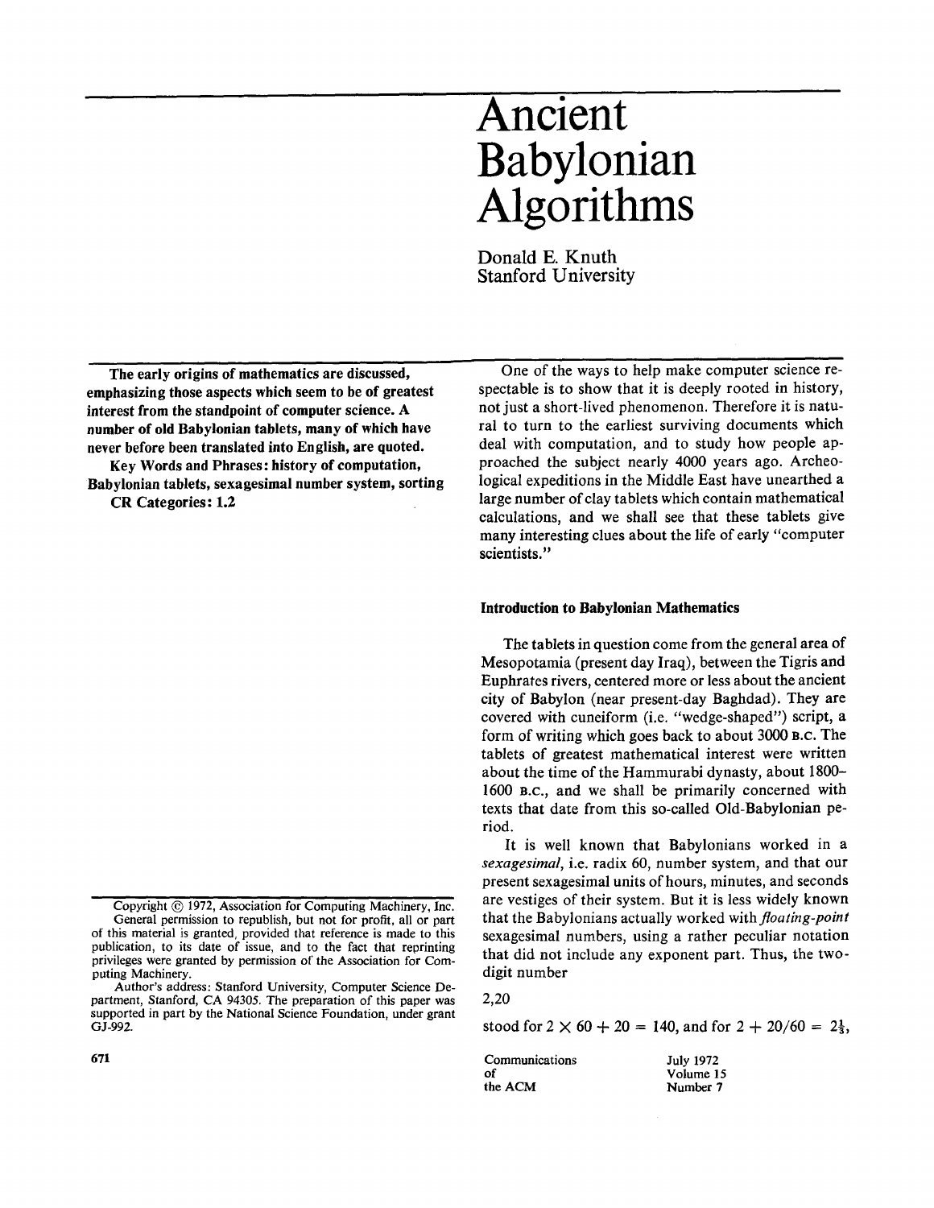# Ancient Babylonian Algorithms

Donald E. Knuth
Stanford University

**The early origins of mathematics are discussed, emphasizing those aspects which seem to be of greatest interest from the standpoint of computer science. A number of old Babylonian tablets, many of which have never before been translated into English, are quoted.**

**Key Words and Phrases: history of computation, Babylonian tablets, sexagesimal number system, sorting**

**CR Categories: 1.2**

Copyright © 1972, Association for Computing Machinery, Inc. General permission to republish, but not for profit, all or part of this material is granted, provided that reference is made to this publication, to its date of issue, and to the fact that reprinting privileges were granted by permission of the Association for Computing Machinery.

Author's address: Stanford University, Computer Science Department, Stanford, CA 94305. The preparation of this paper was supported in part by the National Science Foundation, under grant GJ-992.

One of the ways to help make computer science respectable is to show that it is deeply rooted in history, not just a short-lived phenomenon. Therefore it is natural to turn to the earliest surviving documents which deal with computation, and to study how people approached the subject nearly 4000 years ago. Archeological expeditions in the Middle East have unearthed a large number of clay tablets which contain mathematical calculations, and we shall see that these tablets give many interesting clues about the life of early "computer scientists."

## Introduction to Babylonian Mathematics

The tablets in question come from the general area of Mesopotamia (present day Iraq), between the Tigris and Euphrates rivers, centered more or less about the ancient city of Babylon (near present-day Baghdad). They are covered with cuneiform (i.e. "wedge-shaped") script, a form of writing which goes back to about 3000 B.C. The tablets of greatest mathematical interest were written about the time of the Hammurabi dynasty, about 1800–1600 B.C., and we shall be primarily concerned with texts that date from this so-called Old-Babylonian period.

It is well known that Babylonians worked in a *sexagesimal*, i.e. radix 60, number system, and that our present sexagesimal units of hours, minutes, and seconds are vestiges of their system. But it is less widely known that the Babylonians actually worked with *floating-point* sexagesimal numbers, using a rather peculiar notation that did not include any exponent part. Thus, the two-digit number

2,20

stood for $2 \times 60 + 20 = 140$, and for $2 + 20/60 = 2\frac{1}{3}$,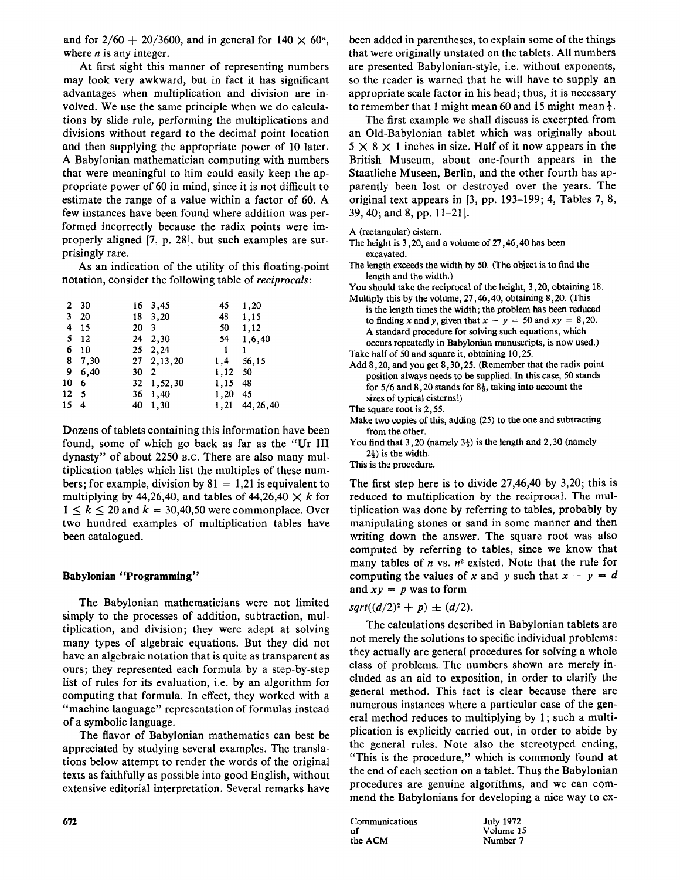and for $2/60 + 20/3600$, and in general for $140 \times 60^n$, where $n$ is any integer.

At first sight this manner of representing numbers may look very awkward, but in fact it has significant advantages when multiplication and division are involved. We use the same principle when we do calculations by slide rule, performing the multiplications and divisions without regard to the decimal point location and then supplying the appropriate power of 10 later. A Babylonian mathematician computing with numbers that were meaningful to him could easily keep the appropriate power of 60 in mind, since it is not difficult to estimate the range of a value within a factor of 60. A few instances have been found where addition was performed incorrectly because the radix points were improperly aligned [7, p. 28], but such examples are surprisingly rare.

As an indication of the utility of this floating-point notation, consider the following table of *reciprocals*:

| | | | | | |
|---|---|---|---|---|---|
| 2 | 30 | 16 | 3,45 | 45 | 1,20 |
| 3 | 20 | 18 | 3,20 | 48 | 1,15 |
| 4 | 15 | 20 | 3 | 50 | 1,12 |
| 5 | 12 | 24 | 2,30 | 54 | 1,6,40 |
| 6 | 10 | 25 | 2,24 | 1 | 1 |
| 8 | 7,30 | 27 | 2,13,20 | 1,4 | 56,15 |
| 9 | 6,40 | 30 | 2 | 1,12 | 50 |
| 10 | 6 | 32 | 1,52,30 | 1,15 | 48 |
| 12 | 5 | 36 | 1,40 | 1,20 | 45 |
| 15 | 4 | 40 | 1,30 | 1,21 | 44,26,40 |

Dozens of tablets containing this information have been found, some of which go back as far as the "Ur III dynasty" of about 2250 B.C. There are also many multiplication tables which list the multiples of these numbers; for example, division by $81 = 1{,}21$ is equivalent to multiplying by 44,26,40, and tables of $44{,}26{,}40 \times k$ for $1 \leq k \leq 20$ and $k = 30{,}40{,}50$ were commonplace. Over two hundred examples of multiplication tables have been catalogued.

## Babylonian "Programming"

The Babylonian mathematicians were not limited simply to the processes of addition, subtraction, multiplication, and division; they were adept at solving many types of algebraic equations. But they did not have an algebraic notation that is quite as transparent as ours; they represented each formula by a step-by-step list of rules for its evaluation, i.e. by an algorithm for computing that formula. In effect, they worked with a "machine language" representation of formulas instead of a symbolic language.

The flavor of Babylonian mathematics can best be appreciated by studying several examples. The translations below attempt to render the words of the original texts as faithfully as possible into good English, without extensive editorial interpretation. Several remarks have been added in parentheses, to explain some of the things that were originally unstated on the tablets. All numbers are presented Babylonian-style, i.e. without exponents, so the reader is warned that he will have to supply an appropriate scale factor in his head; thus, it is necessary to remember that 1 might mean 60 and 15 might mean $\frac{1}{4}$.

The first example we shall discuss is excerpted from an Old-Babylonian tablet which was originally about $5 \times 8 \times 1$ inches in size. Half of it now appears in the British Museum, about one-fourth appears in the Staatliche Museen, Berlin, and the other fourth has apparently been lost or destroyed over the years. The original text appears in [3, pp. 193–199; 4, Tables 7, 8, 39, 40; and 8, pp. 11–21].

A (rectangular) cistern.
The height is 3,20, and a volume of 27,46,40 has been excavated.
The length exceeds the width by 50. (The object is to find the length and the width.)
You should take the reciprocal of the height, 3,20, obtaining 18.
Multiply this by the volume, 27,46,40, obtaining 8,20. (This is the length times the width; the problem has been reduced to finding $x$ and $y$, given that $x - y = 50$ and $xy = 8{,}20$. A standard procedure for solving such equations, which occurs repeatedly in Babylonian manuscripts, is now used.)
Take half of 50 and square it, obtaining 10,25.
Add 8,20, and you get 8,30,25. (Remember that the radix point position always needs to be supplied. In this case, 50 stands for 5/6 and 8,20 stands for $8\frac{1}{3}$, taking into account the sizes of typical cisterns!)
The square root is 2,55.
Make two copies of this, adding (25) to the one and subtracting from the other.
You find that 3,20 (namely $3\frac{1}{3}$) is the length and 2,30 (namely $2\frac{1}{2}$) is the width.
This is the procedure.

The first step here is to divide 27,46,40 by 3,20; this is reduced to multiplication by the reciprocal. The multiplication was done by referring to tables, probably by manipulating stones or sand in some manner and then writing down the answer. The square root was also computed by referring to tables, since we know that many tables of $n$ vs. $n^2$ existed. Note that the rule for computing the values of $x$ and $y$ such that $x - y = d$ and $xy = p$ was to form

$$sqrt((d/2)^2 + p) \pm (d/2).$$

The calculations described in Babylonian tablets are not merely the solutions to specific individual problems: they actually are general procedures for solving a whole class of problems. The numbers shown are merely included as an aid to exposition, in order to clarify the general method. This fact is clear because there are numerous instances where a particular case of the general method reduces to multiplying by 1; such a multiplication is explicitly carried out, in order to abide by the general rules. Note also the stereotyped ending, "This is the procedure," which is commonly found at the end of each section on a tablet. Thus the Babylonian procedures are genuine algorithms, and we can commend the Babylonians for developing a nice way to ex-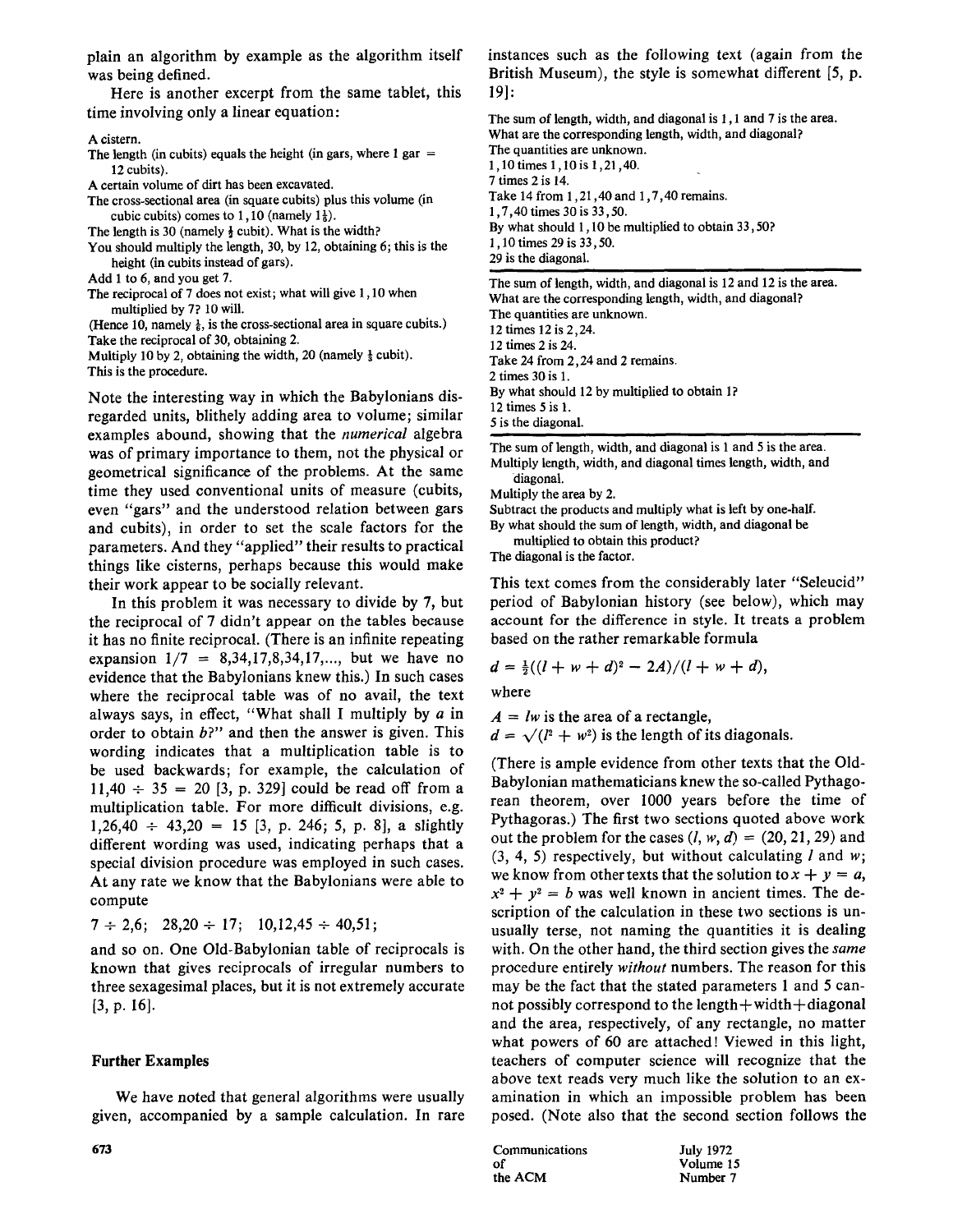plain an algorithm by example as the algorithm itself was being defined.

Here is another excerpt from the same tablet, this time involving only a linear equation:

A cistern.
The length (in cubits) equals the height (in gars, where 1 gar = 12 cubits).
A certain volume of dirt has been excavated.
The cross-sectional area (in square cubits) plus this volume (in cubic cubits) comes to 1,10 (namely $1\frac{1}{6}$).
The length is 30 (namely $\frac{1}{2}$ cubit). What is the width?
You should multiply the length, 30, by 12, obtaining 6; this is the height (in cubits instead of gars).
Add 1 to 6, and you get 7.
The reciprocal of 7 does not exist; what will give 1,10 when multiplied by 7? 10 will.
(Hence 10, namely $\frac{1}{6}$, is the cross-sectional area in square cubits.)
Take the reciprocal of 30, obtaining 2.
Multiply 10 by 2, obtaining the width, 20 (namely $\frac{1}{3}$ cubit).
This is the procedure.

Note the interesting way in which the Babylonians disregarded units, blithely adding area to volume; similar examples abound, showing that the *numerical* algebra was of primary importance to them, not the physical or geometrical significance of the problems. At the same time they used conventional units of measure (cubits, even "gars" and the understood relation between gars and cubits), in order to set the scale factors for the parameters. And they "applied" their results to practical things like cisterns, perhaps because this would make their work appear to be socially relevant.

In this problem it was necessary to divide by 7, but the reciprocal of 7 didn't appear on the tables because it has no finite reciprocal. (There is an infinite repeating expansion $1/7$ = 8,34,17,8,34,17,..., but we have no evidence that the Babylonians knew this.) In such cases where the reciprocal table was of no avail, the text always says, in effect, "What shall I multiply by $a$ in order to obtain $b$?" and then the answer is given. This wording indicates that a multiplication table is to be used backwards; for example, the calculation of 11,40 ÷ 35 = 20 [3, p. 329] could be read off from a multiplication table. For more difficult divisions, e.g. 1,26,40 ÷ 43,20 = 15 [3, p. 246; 5, p. 8], a slightly different wording was used, indicating perhaps that a special division procedure was employed in such cases. At any rate we know that the Babylonians were able to compute

7 ÷ 2,6;   28,20 ÷ 17;   10,12,45 ÷ 40,51;

and so on. One Old-Babylonian table of reciprocals is known that gives reciprocals of irregular numbers to three sexagesimal places, but it is not extremely accurate [3, p. 16].

## Further Examples

We have noted that general algorithms were usually given, accompanied by a sample calculation. In rare instances such as the following text (again from the British Museum), the style is somewhat different [5, p. 19]:

The sum of length, width, and diagonal is 1,1 and 7 is the area.
What are the corresponding length, width, and diagonal?
The quantities are unknown.
1,10 times 1,10 is 1,21,40.
7 times 2 is 14.
Take 14 from 1,21,40 and 1,7,40 remains.
1,7,40 times 30 is 33,50.
By what should 1,10 be multiplied to obtain 33,50?
1,10 times 29 is 33,50.
29 is the diagonal.

---

The sum of length, width, and diagonal is 12 and 12 is the area.
What are the corresponding length, width, and diagonal?
The quantities are unknown.
12 times 12 is 2,24.
12 times 2 is 24.
Take 24 from 2,24 and 2 remains.
2 times 30 is 1.
By what should 12 by multiplied to obtain 1?
12 times 5 is 1.
5 is the diagonal.

---

The sum of length, width, and diagonal is 1 and 5 is the area.
Multiply length, width, and diagonal times length, width, and diagonal.
Multiply the area by 2.
Subtract the products and multiply what is left by one-half.
By what should the sum of length, width, and diagonal be multiplied to obtain this product?
The diagonal is the factor.

This text comes from the considerably later "Seleucid" period of Babylonian history (see below), which may account for the difference in style. It treats a problem based on the rather remarkable formula

$$d = \tfrac{1}{2}((l + w + d)^2 - 2A)/(l + w + d),$$

where

$A = lw$ is the area of a rectangle,
$d = \sqrt{(l^2 + w^2)}$ is the length of its diagonals.

(There is ample evidence from other texts that the Old-Babylonian mathematicians knew the so-called Pythagorean theorem, over 1000 years before the time of Pythagoras.) The first two sections quoted above work out the problem for the cases $(l, w, d) = (20, 21, 29)$ and $(3, 4, 5)$ respectively, but without calculating $l$ and $w$; we know from other texts that the solution to $x + y = a$, $x^2 + y^2 = b$ was well known in ancient times. The description of the calculation in these two sections is unusually terse, not naming the quantities it is dealing with. On the other hand, the third section gives the *same* procedure entirely *without* numbers. The reason for this may be the fact that the stated parameters 1 and 5 cannot possibly correspond to the length+width+diagonal and the area, respectively, of any rectangle, no matter what powers of 60 are attached! Viewed in this light, teachers of computer science will recognize that the above text reads very much like the solution to an examination in which an impossible problem has been posed. (Note also that the second section follows the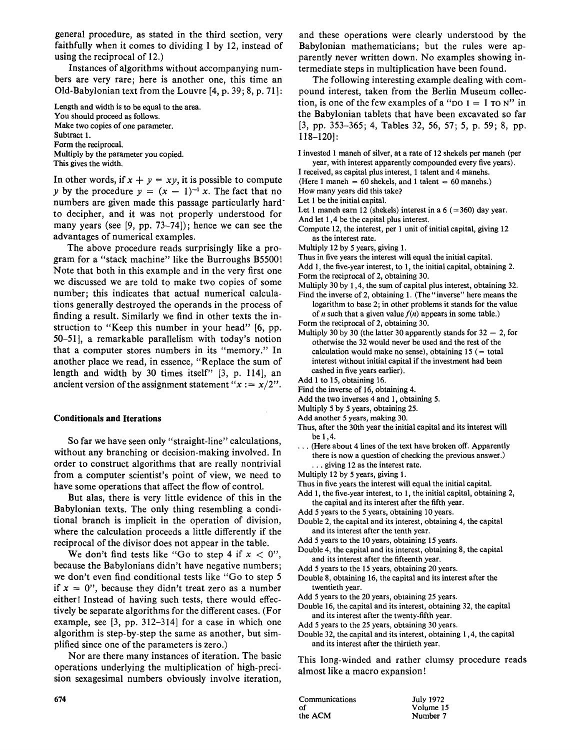general procedure, as stated in the third section, very faithfully when it comes to dividing 1 by 12, instead of using the reciprocal of 12.)

Instances of algorithms without accompanying numbers are very rare; here is another one, this time an Old-Babylonian text from the Louvre [4, p. 39; 8, p. 71]:

Length and width is to be equal to the area.
You should proceed as follows.
Make two copies of one parameter.
Subtract 1.
Form the reciprocal.
Multiply by the parameter you copied.
This gives the width.

In other words, if $x + y = xy$, it is possible to compute $y$ by the procedure $y = (x - 1)^{-1} x$. The fact that no numbers are given made this passage particularly hard to decipher, and it was not properly understood for many years (see [9, pp. 73–74]); hence we can see the advantages of numerical examples.

The above procedure reads surprisingly like a program for a "stack machine" like the Burroughs B5500! Note that both in this example and in the very first one we discussed we are told to make two copies of some number; this indicates that actual numerical calculations generally destroyed the operands in the process of finding a result. Similarly we find in other texts the instruction to "Keep this number in your head" [6, pp. 50–51], a remarkable parallelism with today's notion that a computer stores numbers in its "memory." In another place we read, in essence, "Replace the sum of length and width by 30 times itself" [3, p. 114], an ancient version of the assignment statement "$x := x/2$".

## Conditionals and Iterations

So far we have seen only "straight-line" calculations, without any branching or decision-making involved. In order to construct algorithms that are really nontrivial from a computer scientist's point of view, we need to have some operations that affect the flow of control.

But alas, there is very little evidence of this in the Babylonian texts. The only thing resembling a conditional branch is implicit in the operation of division, where the calculation proceeds a little differently if the reciprocal of the divisor does not appear in the table.

We don't find tests like "Go to step 4 if $x < 0$", because the Babylonians didn't have negative numbers; we don't even find conditional tests like "Go to step 5 if $x = 0$", because they didn't treat zero as a number either! Instead of having such tests, there would effectively be separate algorithms for the different cases. (For example, see [3, pp. 312–314] for a case in which one algorithm is step-by-step the same as another, but simplified since one of the parameters is zero.)

Nor are there many instances of iteration. The basic operations underlying the multiplication of high-precision sexagesimal numbers obviously involve iteration, and these operations were clearly understood by the Babylonian mathematicians; but the rules were apparently never written down. No examples showing intermediate steps in multiplication have been found.

The following interesting example dealing with compound interest, taken from the Berlin Museum collection, is one of the few examples of a "DO I = 1 TO N" in the Babylonian tablets that have been excavated so far [3, pp. 353–365; 4, Tables 32, 56, 57; 5, p. 59; 8, pp. 118–120]:

I invested 1 maneh of silver, at a rate of 12 shekels per maneh (per year, with interest apparently compounded every five years).
I received, as capital plus interest, 1 talent and 4 manehs.
(Here 1 maneh = 60 shekels, and 1 talent = 60 manehs.)
How many years did this take?
Let 1 be the initial capital.
Let 1 maneh earn 12 (shekels) interest in a 6 (=360) day year.
And let 1,4 be the capital plus interest.
Compute 12, the interest, per 1 unit of initial capital, giving 12 as the interest rate.
Multiply 12 by 5 years, giving 1.
Thus in five years the interest will equal the initial capital.
Add 1, the five-year interest, to 1, the initial capital, obtaining 2.
Form the reciprocal of 2, obtaining 30.
Multiply 30 by 1,4, the sum of capital plus interest, obtaining 32.
Find the inverse of 2, obtaining 1. (The "inverse" here means the logarithm to base 2; in other problems it stands for the value of $n$ such that a given value $f(n)$ appears in some table.)
Form the reciprocal of 2, obtaining 30.
Multiply 30 by 30 (the latter 30 apparently stands for 32 − 2, for otherwise the 32 would never be used and the rest of the calculation would make no sense), obtaining 15 (= total interest without initial capital if the investment had been cashed in five years earlier).
Add 1 to 15, obtaining 16.
Find the inverse of 16, obtaining 4.
Add the two inverses 4 and 1, obtaining 5.
Multiply 5 by 5 years, obtaining 25.
Add another 5 years, making 30.
Thus, after the 30th year the initial capital and its interest will be 1,4.
... (Here about 4 lines of the text have broken off. Apparently there is now a question of checking the previous answer.)
... giving 12 as the interest rate.
Multiply 12 by 5 years, giving 1.
Thus in five years the interest will equal the initial capital.
Add 1, the five-year interest, to 1, the initial capital, obtaining 2, the capital and its interest after the fifth year.
Add 5 years to the 5 years, obtaining 10 years.
Double 2, the capital and its interest, obtaining 4, the capital and its interest after the tenth year.
Add 5 years to the 10 years, obtaining 15 years.
Double 4, the capital and its interest, obtaining 8, the capital and its interest after the fifteenth year.
Add 5 years to the 15 years, obtaining 20 years.
Double 8, obtaining 16, the capital and its interest after the twentieth year.
Add 5 years to the 20 years, obtaining 25 years.
Double 16, the capital and its interest, obtaining 32, the capital and its interest after the twenty-fifth year.
Add 5 years to the 25 years, obtaining 30 years.
Double 32, the capital and its interest, obtaining 1,4, the capital and its interest after the thirtieth year.

This long-winded and rather clumsy procedure reads almost like a macro expansion!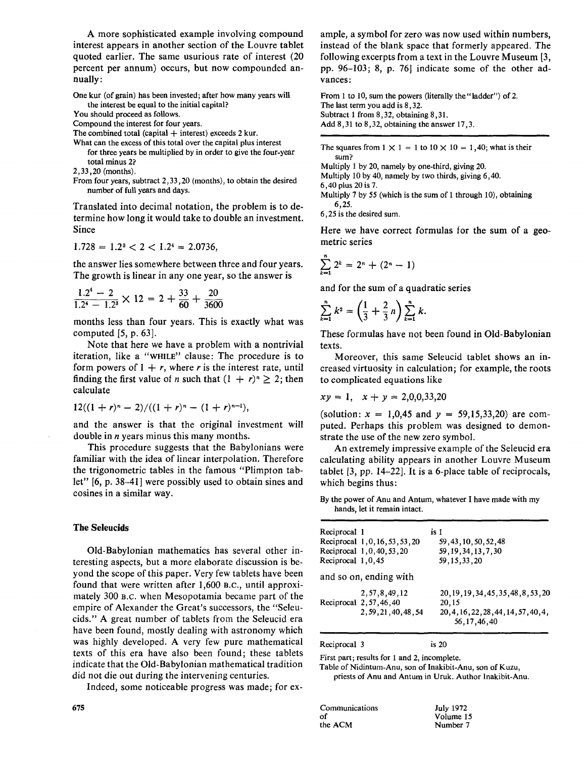A more sophisticated example involving compound interest appears in another section of the Louvre tablet quoted earlier. The same usurious rate of interest (20 percent per annum) occurs, but now compounded annually:

> One kur (of grain) has been invested; after how many years will the interest be equal to the initial capital?
> You should proceed as follows.
> Compound the interest for four years.
> The combined total (capital + interest) exceeds 2 kur.
> What can the excess of this total over the capital plus interest for three years be multiplied by in order to give the four-year total minus 2?
> 2,33,20 (months).
> From four years, subtract 2,33,20 (months), to obtain the desired number of full years and days.

Translated into decimal notation, the problem is to determine how long it would take to double an investment. Since

$$1.728 = 1.2^3 < 2 < 1.2^4 = 2.0736,$$

the answer lies somewhere between three and four years. The growth is linear in any one year, so the answer is

$$\frac{1.2^4 - 2}{1.2^4 - 1.2^3} \times 12 = 2 + \frac{33}{60} + \frac{20}{3600}$$

months less than four years. This is exactly what was computed [5, p. 63].

Note that here we have a problem with a nontrivial iteration, like a "WHILE" clause: The procedure is to form powers of $1 + r$, where $r$ is the interest rate, until finding the first value of $n$ such that $(1 + r)^n \geq 2$; then calculate

$$12((1 + r)^n - 2)/((1 + r)^n - (1 + r)^{n-1}),$$

and the answer is that the original investment will double in $n$ years minus this many months.

This procedure suggests that the Babylonians were familiar with the idea of linear interpolation. Therefore the trigonometric tables in the famous "Plimpton tablet" [6, p. 38–41] were possibly used to obtain sines and cosines in a similar way.

## The Seleucids

Old-Babylonian mathematics has several other interesting aspects, but a more elaborate discussion is beyond the scope of this paper. Very few tablets have been found that were written after 1,600 B.C., until approximately 300 B.C. when Mesopotamia became part of the empire of Alexander the Great's successors, the "Seleucids." A great number of tablets from the Seleucid era have been found, mostly dealing with astronomy which was highly developed. A very few pure mathematical texts of this era have also been found; these tablets indicate that the Old-Babylonian mathematical tradition did not die out during the intervening centuries.

Indeed, some noticeable progress was made; for example, a symbol for zero was now used within numbers, instead of the blank space that formerly appeared. The following excerpts from a text in the Louvre Museum [3, pp. 96–103; 8, p. 76] indicate some of the other advances:

> From 1 to 10, sum the powers (literally the "ladder") of 2.
> The last term you add is 8,32.
> Subtract 1 from 8,32, obtaining 8,31.
> Add 8,31 to 8,32, obtaining the answer 17,3.

---

> The squares from 1 × 1 = 1 to 10 × 10 = 1,40; what is their sum?
> Multiply 1 by 20, namely by one-third, giving 20.
> Multiply 10 by 40, namely by two thirds, giving 6,40.
> 6,40 plus 20 is 7.
> Multiply 7 by 55 (which is the sum of 1 through 10), obtaining 6,25.
> 6,25 is the desired sum.

Here we have correct formulas for the sum of a geometric series

$$\sum_{k=1}^{n} 2^k = 2^n + (2^n - 1)$$

and for the sum of a quadratic series

$$\sum_{k=1}^{n} k^2 = \left(\frac{1}{3} + \frac{2}{3}n\right) \sum_{k=1}^{n} k.$$

These formulas have not been found in Old-Babylonian texts.

Moreover, this same Seleucid tablet shows an increased virtuosity in calculation; for example, the roots to complicated equations like

$$xy = 1, \quad x + y = 2,0,0,33,20$$

(solution: $x = 1,0,45$ and $y = 59,15,33,20$) are computed. Perhaps this problem was designed to demonstrate the use of the new zero symbol.

An extremely impressive example of the Seleucid era calculating ability appears in another Louvre Museum tablet [3, pp. 14–22]. It is a 6-place table of reciprocals, which begins thus:

> By the power of Anu and Antum, whatever I have made with my hands, let it remain intact.

| | |
|---|---|
| Reciprocal 1 | is 1 |
| Reciprocal 1,0,16,53,53,20 | 59,43,10,50,52,48 |
| Reciprocal 1,0,40,53,20 | 59,19,34,13,7,30 |
| Reciprocal 1,0,45 | 59,15,33,20 |

and so on, ending with

| | |
|---|---|
| 2,57,8,49,12 | 20,19,19,34,45,35,48,8,53,20 |
| Reciprocal 2,57,46,40 | 20,15 |
| 2,59,21,40,48,54 | 20,4,16,22,28,44,14,57,40,4,56,17,46,40 |

| | |
|---|---|
| Reciprocal 3 | is 20 |

> First part; results for 1 and 2, incomplete.
> Table of Nidintum-Anu, son of Inakibit-Anu, son of Kuzu, priests of Anu and Antum in Uruk. Author Inakibit-Anu.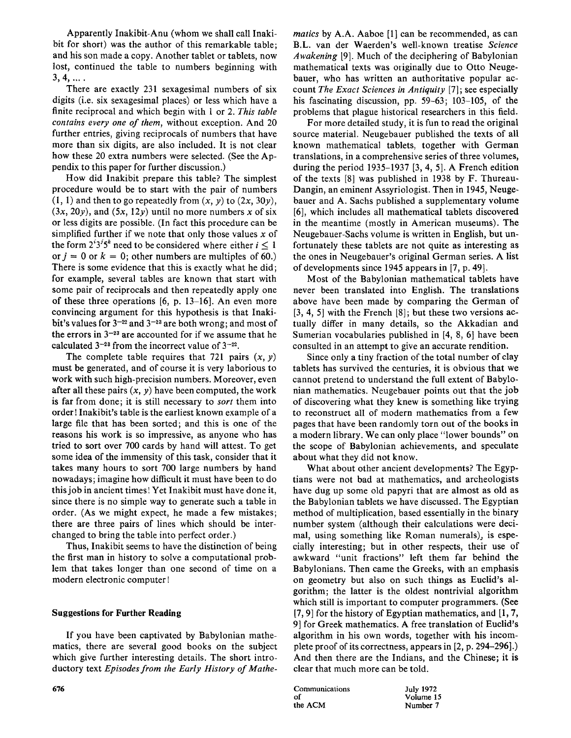Apparently Inakibit-Anu (whom we shall call Inakibit for short) was the author of this remarkable table; and his son made a copy. Another tablet or tablets, now lost, continued the table to numbers beginning with 3, 4, ... .

There are exactly 231 sexagesimal numbers of six digits (i.e. six sexagesimal places) or less which have a finite reciprocal and which begin with 1 or 2. *This table contains every one of them,* without exception. And 20 further entries, giving reciprocals of numbers that have more than six digits, are also included. It is not clear how these 20 extra numbers were selected. (See the Appendix to this paper for further discussion.)

How did Inakibit prepare this table? The simplest procedure would be to start with the pair of numbers $(1, 1)$ and then to go repeatedly from $(x, y)$ to $(2x, 30y)$, $(3x, 20y)$, and $(5x, 12y)$ until no more numbers $x$ of six or less digits are possible. (In fact this procedure can be simplified further if we note that only those values $x$ of the form $2^i 3^j 5^k$ need to be considered where either $i \leq 1$ or $j = 0$ or $k = 0$; other numbers are multiples of 60.) There is some evidence that this is exactly what he did; for example, several tables are known that start with some pair of reciprocals and then repeatedly apply one of these three operations [6, p. 13–16]. An even more convincing argument for this hypothesis is that Inakibit's values for $3^{-22}$ and $3^{-23}$ are both wrong; and most of the errors in $3^{-23}$ are accounted for if we assume that he calculated $3^{-23}$ from the incorrect value of $3^{-22}$.

The complete table requires that 721 pairs $(x, y)$ must be generated, and of course it is very laborious to work with such high-precision numbers. Moreover, even after all these pairs $(x, y)$ have been computed, the work is far from done; it is still necessary to *sort* them into order! Inakibit's table is the earliest known example of a large file that has been sorted; and this is one of the reasons his work is so impressive, as anyone who has tried to sort over 700 cards by hand will attest. To get some idea of the immensity of this task, consider that it takes many hours to sort 700 large numbers by hand nowadays; imagine how difficult it must have been to do this job in ancient times! Yet Inakibit must have done it, since there is no simple way to generate such a table in order. (As we might expect, he made a few mistakes; there are three pairs of lines which should be interchanged to bring the table into perfect order.)

Thus, Inakibit seems to have the distinction of being the first man in history to solve a computational problem that takes longer than one second of time on a modern electronic computer!

## Suggestions for Further Reading

If you have been captivated by Babylonian mathematics, there are several good books on the subject which give further interesting details. The short introductory text *Episodes from the Early History of Mathematics* by A.A. Aaboe [1] can be recommended, as can B.L. van der Waerden's well-known treatise *Science Awakening* [9]. Much of the deciphering of Babylonian mathematical texts was originally due to Otto Neugebauer, who has written an authoritative popular account *The Exact Sciences in Antiquity* [7]; see especially his fascinating discussion, pp. 59–63; 103–105, of the problems that plague historical researchers in this field.

For more detailed study, it is fun to read the original source material. Neugebauer published the texts of all known mathematical tablets, together with German translations, in a comprehensive series of three volumes, during the period 1935–1937 [3, 4, 5]. A French edition of the texts [8] was published in 1938 by F. Thureau-Dangin, an eminent Assyriologist. Then in 1945, Neugebauer and A. Sachs published a supplementary volume [6], which includes all mathematical tablets discovered in the meantime (mostly in American museums). The Neugebauer-Sachs volume is written in English, but unfortunately these tablets are not quite as interesting as the ones in Neugebauer's original German series. A list of developments since 1945 appears in [7, p. 49].

Most of the Babylonian mathematical tablets have never been translated into English. The translations above have been made by comparing the German of [3, 4, 5] with the French [8]; but these two versions actually differ in many details, so the Akkadian and Sumerian vocabularies published in [4, 8, 6] have been consulted in an attempt to give an accurate rendition.

Since only a tiny fraction of the total number of clay tablets has survived the centuries, it is obvious that we cannot pretend to understand the full extent of Babylonian mathematics. Neugebauer points out that the job of discovering what they knew is something like trying to reconstruct all of modern mathematics from a few pages that have been randomly torn out of the books in a modern library. We can only place "lower bounds" on the scope of Babylonian achievements, and speculate about what they did not know.

What about other ancient developments? The Egyptians were not bad at mathematics, and archeologists have dug up some old papyri that are almost as old as the Babylonian tablets we have discussed. The Egyptian method of multiplication, based essentially in the binary number system (although their calculations were decimal, using something like Roman numerals), is especially interesting; but in other respects, their use of awkward "unit fractions" left them far behind the Babylonians. Then came the Greeks, with an emphasis on geometry but also on such things as Euclid's algorithm; the latter is the oldest nontrivial algorithm which still is important to computer programmers. (See [7, 9] for the history of Egyptian mathematics, and [1, 7, 9] for Greek mathematics. A free translation of Euclid's algorithm in his own words, together with his incomplete proof of its correctness, appears in [2, p. 294–296].) And then there are the Indians, and the Chinese; it is clear that much more can be told.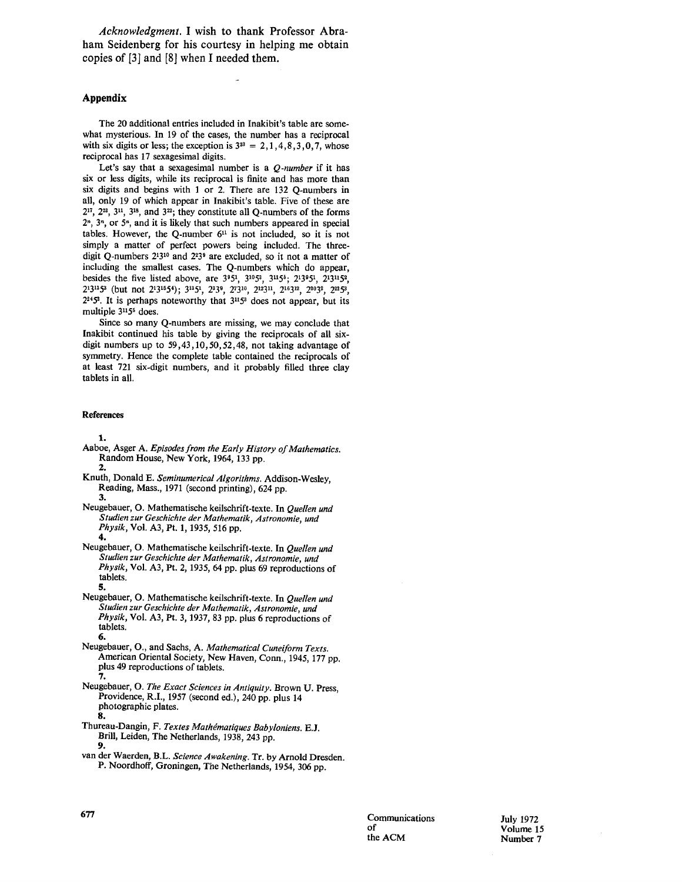*Acknowledgment.* I wish to thank Professor Abraham Seidenberg for his courtesy in helping me obtain copies of [3] and [8] when I needed them.

## Appendix

The 20 additional entries included in Inakibit's table are somewhat mysterious. In 19 of the cases, the number has a reciprocal with six digits or less; the exception is $3^{23} = 2,1,4,8,3,0,7$, whose reciprocal has 17 sexagesimal digits.

Let's say that a sexagesimal number is a *Q-number* if it has six or less digits, while its reciprocal is finite and has more than six digits and begins with 1 or 2. There are 132 Q-numbers in all, only 19 of which appear in Inakibit's table. Five of these are $2^{17}$, $2^{23}$, $3^{11}$, $3^{18}$, and $3^{22}$; they constitute all Q-numbers of the forms $2^n$, $3^n$, or $5^n$, and it is likely that such numbers appeared in special tables. However, the Q-number $6^{11}$ is not included, so it is not simply a matter of perfect powers being included. The three-digit Q-numbers $2^1 3^{10}$ and $2^2 3^9$ are excluded, so it not a matter of including the smallest cases. The Q-numbers which do appear, besides the five listed above, are $3^9 5^1$, $3^{10} 5^2$, $3^{11} 5^5$; $2^1 3^9 5^1$, $2^1 3^{11} 5^2$, $2^1 3^{13} 5^3$ (but not $2^1 3^{13} 5^4$); $3^{13} 5^1$, $2^2 3^9$, $2^7 3^{10}$, $2^{12} 3^{11}$, $2^{16} 3^{12}$, $2^{20} 3^2$, $2^{22} 5^2$, $2^{24} 5^3$. It is perhaps noteworthy that $3^{11} 5^3$ does not appear, but its multiple $3^{11} 5^5$ does.

Since so many Q-numbers are missing, we may conclude that Inakibit continued his table by giving the reciprocals of all six-digit numbers up to 59,43,10,50,52,48, not taking advantage of symmetry. Hence the complete table contained the reciprocals of at least 721 six-digit numbers, and it probably filled three clay tablets in all.

### References

1. Aaboe, Asger A. *Episodes from the Early History of Mathematics.* Random House, New York, 1964, 133 pp.
2. Knuth, Donald E. *Seminumerical Algorithms.* Addison-Wesley, Reading, Mass., 1971 (second printing), 624 pp.
3. Neugebauer, O. Mathematische keilschrift-texte. In *Quellen und Studien zur Geschichte der Mathematik, Astronomie, und Physik,* Vol. A3, Pt. 1, 1935, 516 pp.
4. Neugebauer, O. Mathematische keilschrift-texte. In *Quellen und Studien zur Geschichte der Mathematik, Astronomie, und Physik,* Vol. A3, Pt. 2, 1935, 64 pp. plus 69 reproductions of tablets.
5. Neugebauer, O. Mathematische keilschrift-texte. In *Quellen und Studien zur Geschichte der Mathematik, Astronomie, und Physik,* Vol. A3, Pt. 3, 1937, 83 pp. plus 6 reproductions of tablets.
6. Neugebauer, O., and Sachs, A. *Mathematical Cuneiform Texts.* American Oriental Society, New Haven, Conn., 1945, 177 pp. plus 49 reproductions of tablets.
7. Neugebauer, O. *The Exact Sciences in Antiquity.* Brown U. Press, Providence, R.I., 1957 (second ed.), 240 pp. plus 14 photographic plates.
8. Thureau-Dangin, F. *Textes Mathématiques Babyloniens.* E.J. Brill, Leiden, The Netherlands, 1938, 243 pp.
9. van der Waerden, B.L. *Science Awakening.* Tr. by Arnold Dresden. P. Noordhoff, Groningen, The Netherlands, 1954, 306 pp.